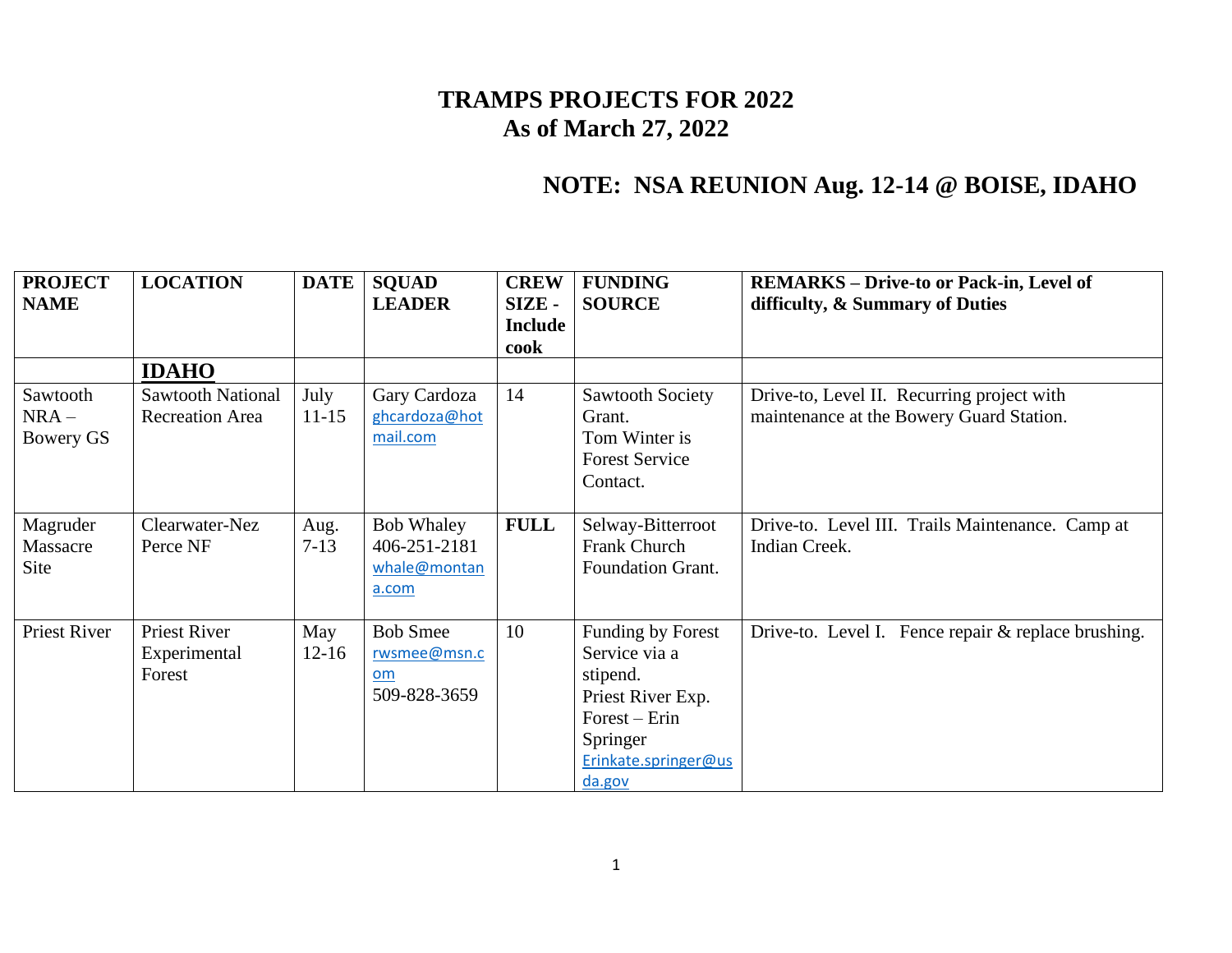# TRAMPS PROJECTS FOR 2022
# As of March 27, 2022

## NOTE: NSA REUNION Aug. 12-14 @ BOISE, IDAHO

| PROJECT NAME | LOCATION | DATE | SQUAD LEADER | CREW SIZE - Include cook | FUNDING SOURCE | REMARKS – Drive-to or Pack-in, Level of difficulty, & Summary of Duties |
|---|---|---|---|---|---|---|
| | **IDAHO** | | | | | |
| Sawtooth NRA – Bowery GS | Sawtooth National Recreation Area | July 11-15 | Gary Cardoza ghcardoza@hotmail.com | 14 | Sawtooth Society Grant. Tom Winter is Forest Service Contact. | Drive-to, Level II. Recurring project with maintenance at the Bowery Guard Station. |
| Magruder Massacre Site | Clearwater-Nez Perce NF | Aug. 7-13 | Bob Whaley 406-251-2181 whale@montana.com | **FULL** | Selway-Bitterroot Frank Church Foundation Grant. | Drive-to. Level III. Trails Maintenance. Camp at Indian Creek. |
| Priest River | Priest River Experimental Forest | May 12-16 | Bob Smee rwsmee@msn.com 509-828-3659 | 10 | Funding by Forest Service via a stipend. Priest River Exp. Forest – Erin Springer Erinkate.springer@usda.gov | Drive-to. Level I. Fence repair & replace brushing. |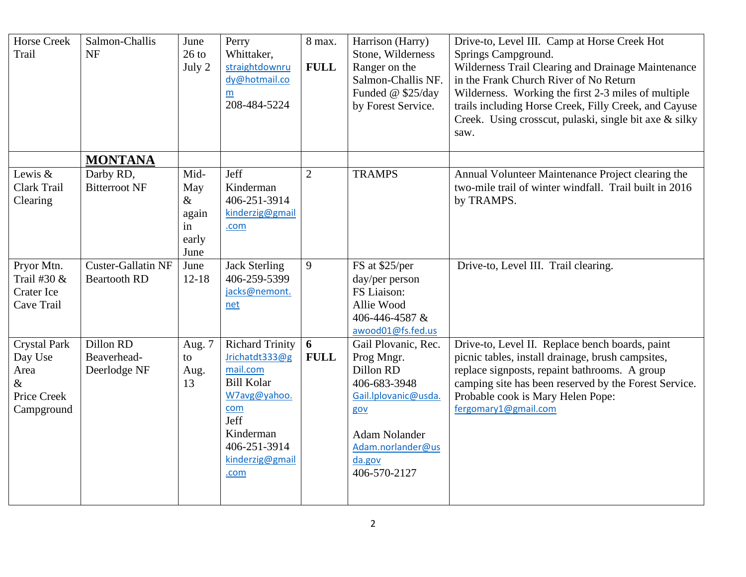| Horse Creek Trail | Salmon-Challis NF | June 26 to July 2 | Perry Whittaker, straightdownrudy@hotmail.com 208-484-5224 | 8 max. **FULL** | Harrison (Harry) Stone, Wilderness Ranger on the Salmon-Challis NF. Funded @ $25/day by Forest Service. | Drive-to, Level III. Camp at Horse Creek Hot Springs Campground. Wilderness Trail Clearing and Drainage Maintenance in the Frank Church River of No Return Wilderness. Working the first 2-3 miles of multiple trails including Horse Creek, Filly Creek, and Cayuse Creek. Using crosscut, pulaski, single bit axe & silky saw. |
|---|---|---|---|---|---|---|
| | **MONTANA** | | | | | |
| Lewis & Clark Trail Clearing | Darby RD, Bitterroot NF | Mid-May & again in early June | Jeff Kinderman 406-251-3914 kinderzig@gmail.com | 2 | TRAMPS | Annual Volunteer Maintenance Project clearing the two-mile trail of winter windfall. Trail built in 2016 by TRAMPS. |
| Pryor Mtn. Trail #30 & Crater Ice Cave Trail | Custer-Gallatin NF Beartooth RD | June 12-18 | Jack Sterling 406-259-5399 jacks@nemont.net | 9 | FS at $25/per day/per person FS Liaison: Allie Wood 406-446-4587 & awood01@fs.fed.us | Drive-to, Level III. Trail clearing. |
| Crystal Park Day Use Area & Price Creek Campground | Dillon RD Beaverhead-Deerlodge NF | Aug. 7 to Aug. 13 | Richard Trinity Jrichatdt333@gmail.com Bill Kolar W7avg@yahoo.com Jeff Kinderman 406-251-3914 kinderzig@gmail.com | **6 FULL** | Gail Plovanic, Rec. Prog Mngr. Dillon RD 406-683-3948 Gail.lplovanic@usda.gov<br><br>Adam Nolander Adam.norlander@usda.gov 406-570-2127 | Drive-to, Level II. Replace bench boards, paint picnic tables, install drainage, brush campsites, replace signposts, repaint bathrooms. A group camping site has been reserved by the Forest Service. Probable cook is Mary Helen Pope: fergomary1@gmail.com |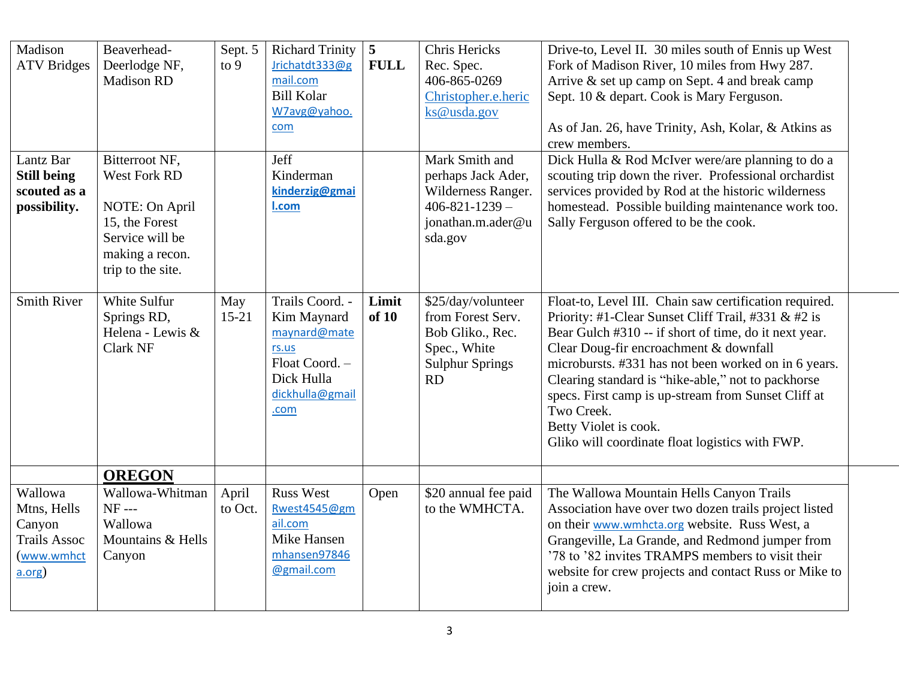| | | | | | | |
|---|---|---|---|---|---|---|
| Madison ATV Bridges | Beaverhead-Deerlodge NF, Madison RD | Sept. 5 to 9 | Richard Trinity Jrichatdt333@gmail.com Bill Kolar W7avg@yahoo.com | **5 FULL** | Chris Hericks Rec. Spec. 406-865-0269 Christopher.e.hericks@usda.gov | Drive-to, Level II. 30 miles south of Ennis up West Fork of Madison River, 10 miles from Hwy 287. Arrive & set up camp on Sept. 4 and break camp Sept. 10 & depart. Cook is Mary Ferguson.<br><br>As of Jan. 26, have Trinity, Ash, Kolar, & Atkins as crew members. |
| Lantz Bar **Still being scouted as a possibility.** | Bitterroot NF, West Fork RD<br><br>NOTE: On April 15, the Forest Service will be making a recon. trip to the site. | | Jeff Kinderman **kinderzig@gmail.com** | | Mark Smith and perhaps Jack Ader, Wilderness Ranger. 406-821-1239 – jonathan.m.ader@usda.gov | Dick Hulla & Rod McIver were/are planning to do a scouting trip down the river. Professional orchardist services provided by Rod at the historic wilderness homestead. Possible building maintenance work too. Sally Ferguson offered to be the cook. |
| Smith River | White Sulfur Springs RD, Helena - Lewis & Clark NF | May 15-21 | Trails Coord. - Kim Maynard maynard@materrs.us Float Coord. – Dick Hulla dickhulla@gmail.com | **Limit of 10** | $25/day/volunteer from Forest Serv. Bob Gliko., Rec. Spec., White Sulphur Springs RD | Float-to, Level III. Chain saw certification required. Priority: #1-Clear Sunset Cliff Trail, #331 & #2 is Bear Gulch #310 -- if short of time, do it next year. Clear Doug-fir encroachment & downfall microbursts. #331 has not been worked on in 6 years. Clearing standard is "hike-able," not to packhorse specs. First camp is up-stream from Sunset Cliff at Two Creek.<br>Betty Violet is cook.<br>Gliko will coordinate float logistics with FWP. |
| | **<u>OREGON</u>** | | | | | |
| Wallowa Mtns, Hells Canyon Trails Assoc (www.wmhcta.org) | Wallowa-Whitman NF --- Wallowa Mountains & Hells Canyon | April to Oct. | Russ West Rwest4545@gmail.com Mike Hansen mhansen97846@gmail.com | Open | $20 annual fee paid to the WMHCTA. | The Wallowa Mountain Hells Canyon Trails Association have over two dozen trails project listed on their www.wmhcta.org website. Russ West, a Grangeville, La Grande, and Redmond jumper from '78 to '82 invites TRAMPS members to visit their website for crew projects and contact Russ or Mike to join a crew. |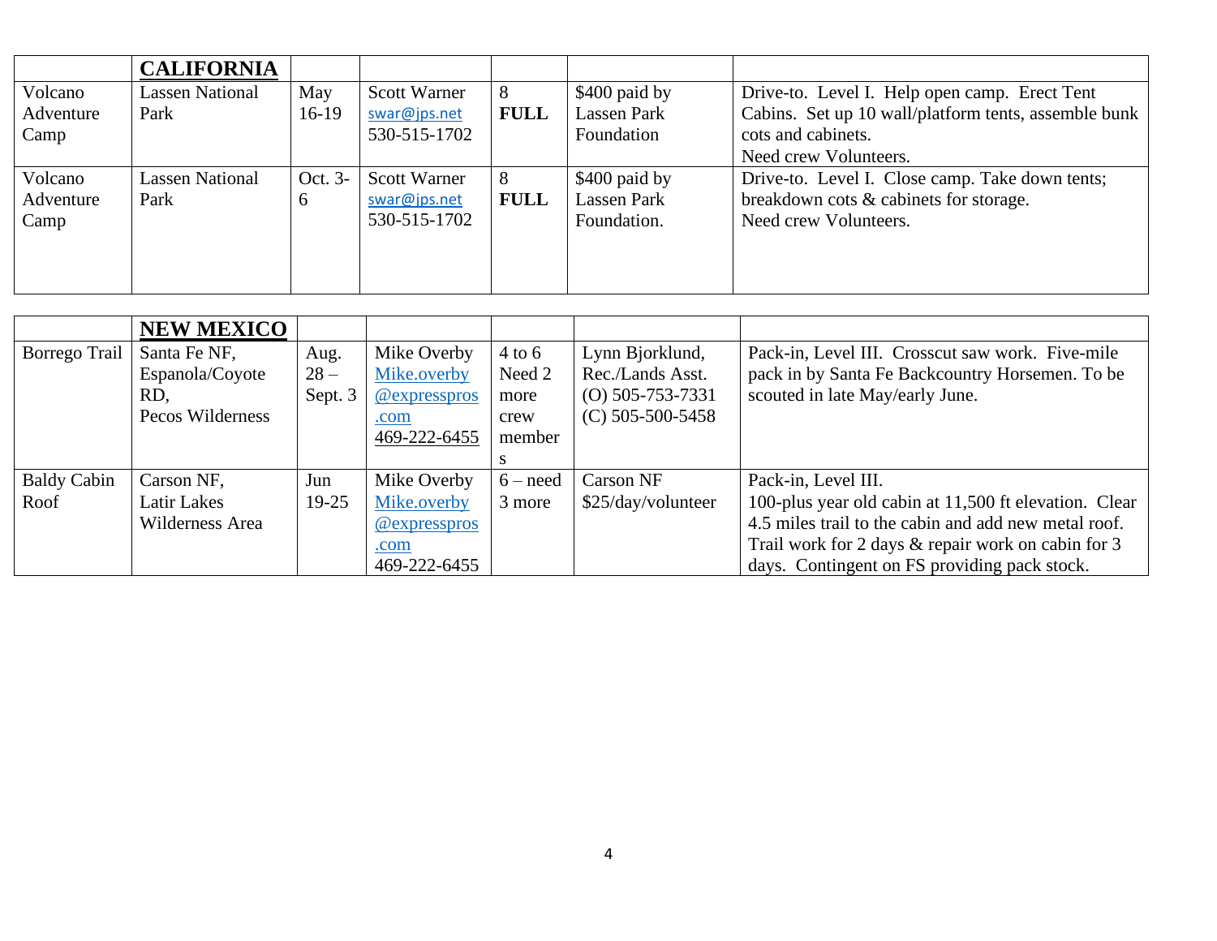| | **CALIFORNIA** | | | | | |
|---|---|---|---|---|---|---|
| Volcano Adventure Camp | Lassen National Park | May 16-19 | Scott Warner swar@jps.net 530-515-1702 | 8 **FULL** | $400 paid by Lassen Park Foundation | Drive-to. Level I. Help open camp. Erect Tent Cabins. Set up 10 wall/platform tents, assemble bunk cots and cabinets. Need crew Volunteers. |
| Volcano Adventure Camp | Lassen National Park | Oct. 3-6 | Scott Warner swar@jps.net 530-515-1702 | 8 **FULL** | $400 paid by Lassen Park Foundation. | Drive-to. Level I. Close camp. Take down tents; breakdown cots & cabinets for storage. Need crew Volunteers. |

| | **NEW MEXICO** | | | | | |
|---|---|---|---|---|---|---|
| Borrego Trail | Santa Fe NF, Espanola/Coyote RD, Pecos Wilderness | Aug. 28 – Sept. 3 | Mike Overby Mike.overby@expresspros.com 469-222-6455 | 4 to 6 Need 2 more crew members | Lynn Bjorklund, Rec./Lands Asst. (O) 505-753-7331 (C) 505-500-5458 | Pack-in, Level III. Crosscut saw work. Five-mile pack in by Santa Fe Backcountry Horsemen. To be scouted in late May/early June. |
| Baldy Cabin Roof | Carson NF, Latir Lakes Wilderness Area | Jun 19-25 | Mike Overby Mike.overby@expresspros.com 469-222-6455 | 6 – need 3 more | Carson NF $25/day/volunteer | Pack-in, Level III. 100-plus year old cabin at 11,500 ft elevation. Clear 4.5 miles trail to the cabin and add new metal roof. Trail work for 2 days & repair work on cabin for 3 days. Contingent on FS providing pack stock. |